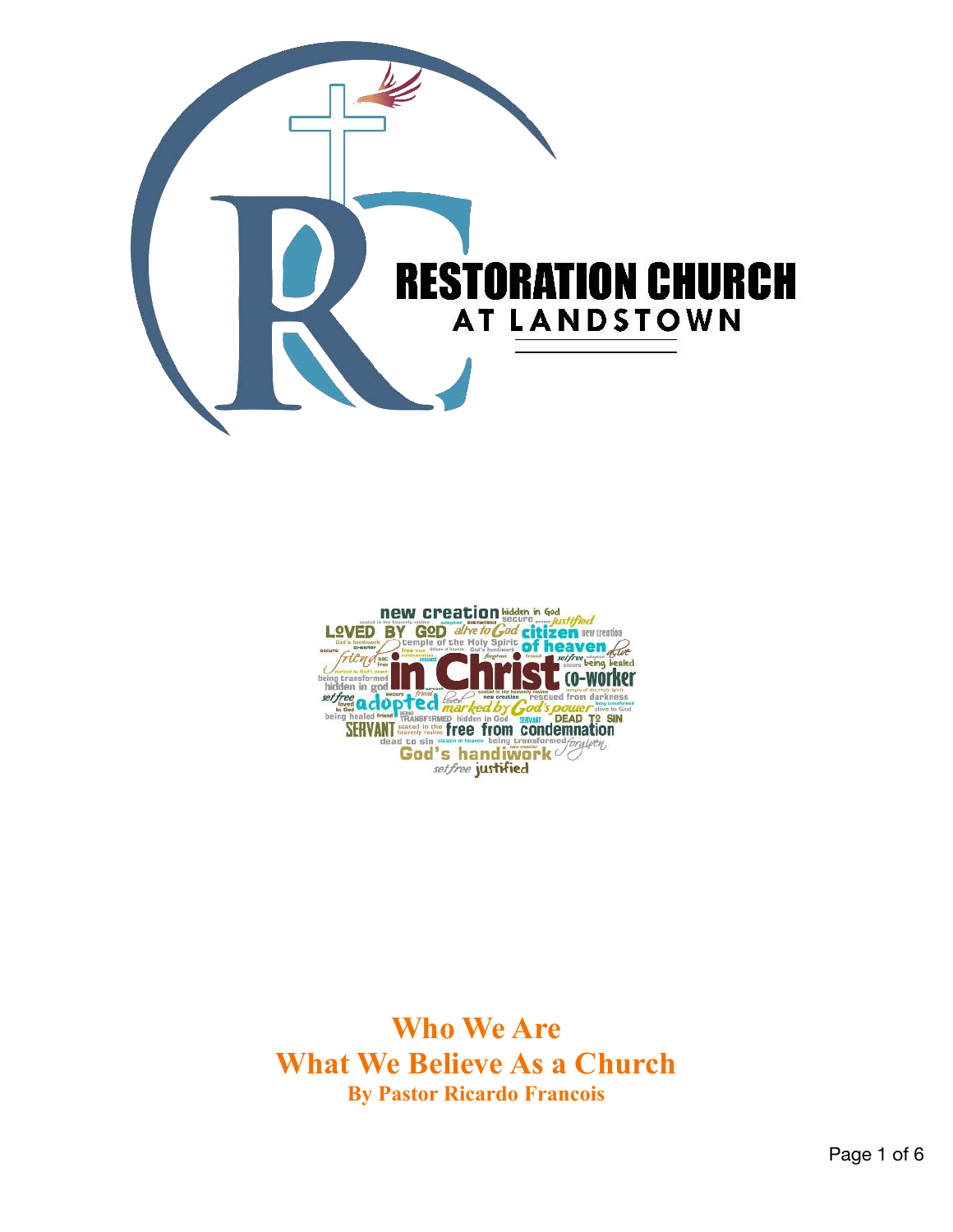RESTORATION CHURCH
AT LANDSTOWN

# Who We Are
# What We Believe As a Church

**By Pastor Ricardo Francois**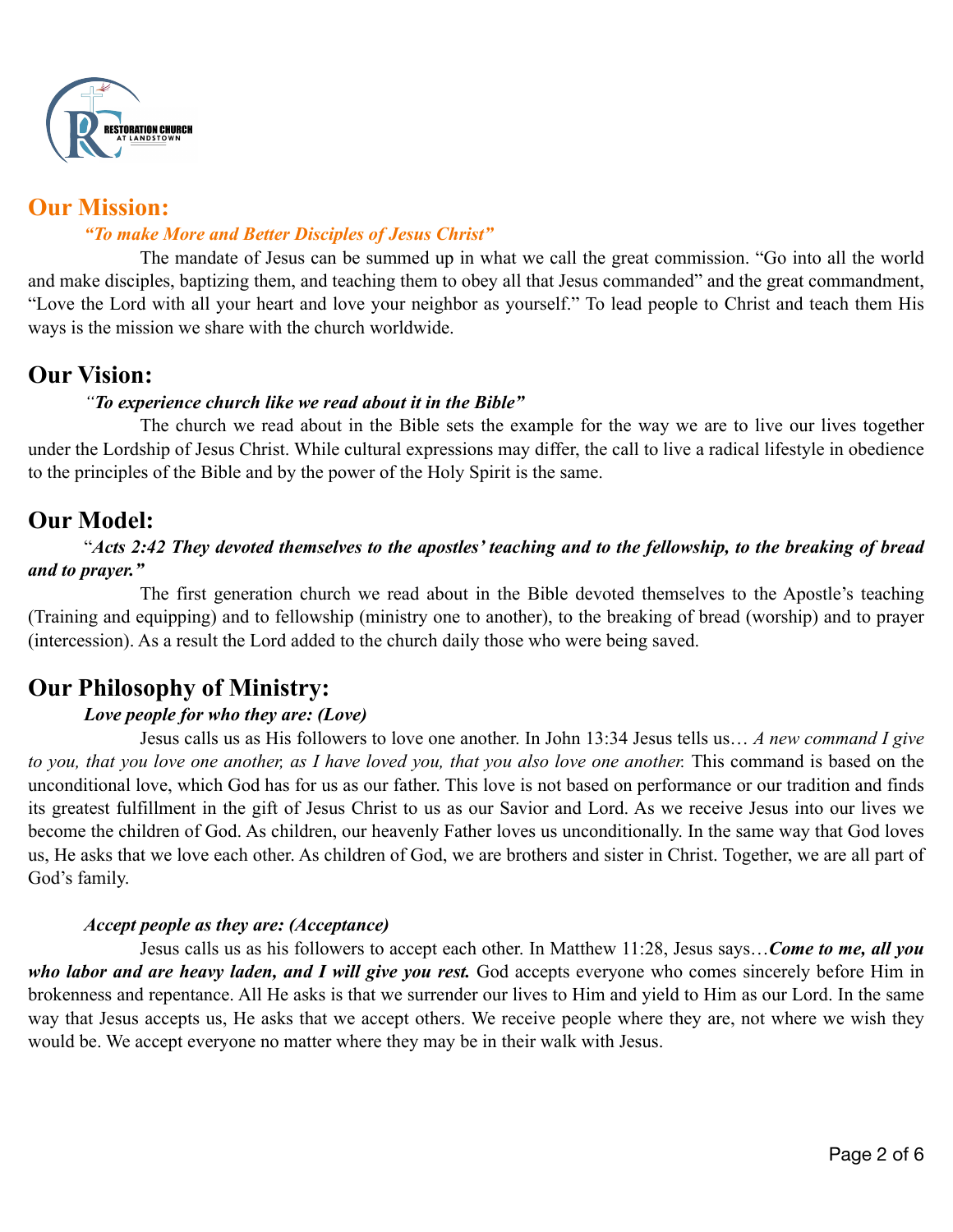## Our Mission:

*"To make More and Better Disciples of Jesus Christ"*

The mandate of Jesus can be summed up in what we call the great commission. "Go into all the world and make disciples, baptizing them, and teaching them to obey all that Jesus commanded" and the great commandment, "Love the Lord with all your heart and love your neighbor as yourself." To lead people to Christ and teach them His ways is the mission we share with the church worldwide.

## Our Vision:

*"To experience church like we read about it in the Bible"*

The church we read about in the Bible sets the example for the way we are to live our lives together under the Lordship of Jesus Christ. While cultural expressions may differ, the call to live a radical lifestyle in obedience to the principles of the Bible and by the power of the Holy Spirit is the same.

## Our Model:

"***Acts 2:42 They devoted themselves to the apostles' teaching and to the fellowship, to the breaking of bread and to prayer."***

The first generation church we read about in the Bible devoted themselves to the Apostle's teaching (Training and equipping) and to fellowship (ministry one to another), to the breaking of bread (worship) and to prayer (intercession). As a result the Lord added to the church daily those who were being saved.

## Our Philosophy of Ministry:

***Love people for who they are: (Love)***

Jesus calls us as His followers to love one another. In John 13:34 Jesus tells us… *A new command I give to you, that you love one another, as I have loved you, that you also love one another.* This command is based on the unconditional love, which God has for us as our father. This love is not based on performance or our tradition and finds its greatest fulfillment in the gift of Jesus Christ to us as our Savior and Lord. As we receive Jesus into our lives we become the children of God. As children, our heavenly Father loves us unconditionally. In the same way that God loves us, He asks that we love each other. As children of God, we are brothers and sister in Christ. Together, we are all part of God's family.

***Accept people as they are: (Acceptance)***

Jesus calls us as his followers to accept each other. In Matthew 11:28, Jesus says…***Come to me, all you who labor and are heavy laden, and I will give you rest.*** God accepts everyone who comes sincerely before Him in brokenness and repentance. All He asks is that we surrender our lives to Him and yield to Him as our Lord. In the same way that Jesus accepts us, He asks that we accept others. We receive people where they are, not where we wish they would be. We accept everyone no matter where they may be in their walk with Jesus.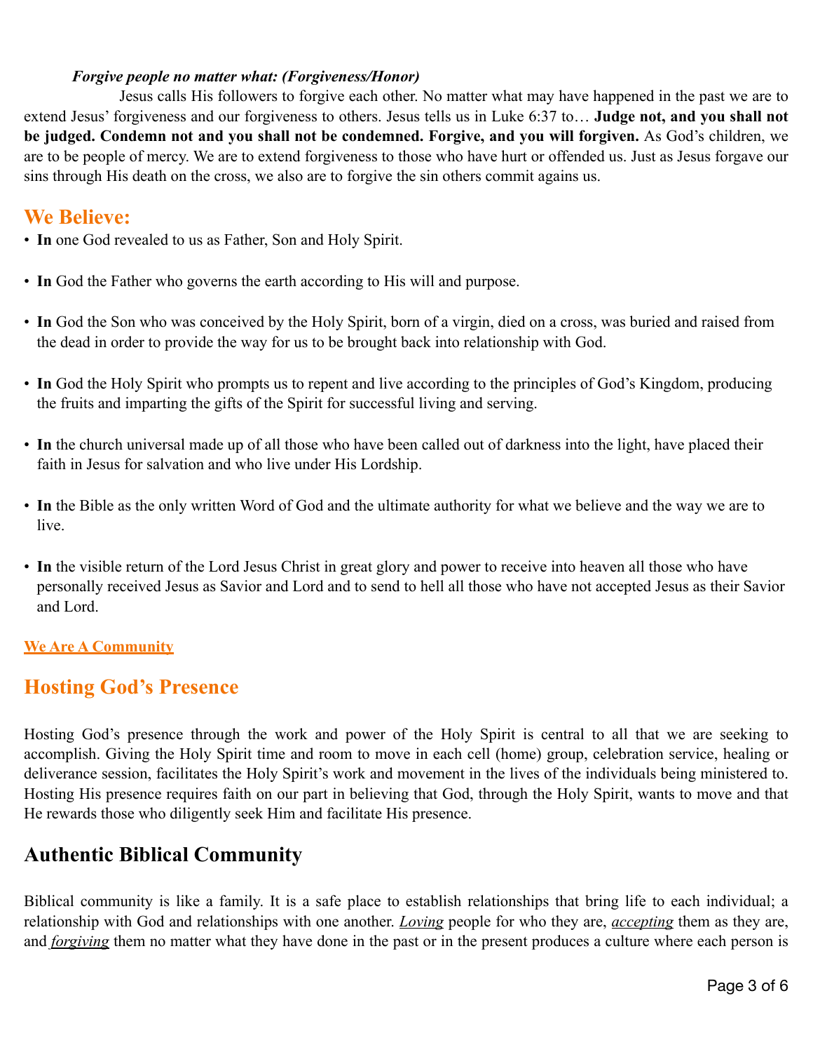***Forgive people no matter what: (Forgiveness/Honor)***

Jesus calls His followers to forgive each other. No matter what may have happened in the past we are to extend Jesus' forgiveness and our forgiveness to others. Jesus tells us in Luke 6:37 to… **Judge not, and you shall not be judged. Condemn not and you shall not be condemned. Forgive, and you will forgiven.** As God's children, we are to be people of mercy. We are to extend forgiveness to those who have hurt or offended us. Just as Jesus forgave our sins through His death on the cross, we also are to forgive the sin others commit agains us.

## We Believe:

- **In** one God revealed to us as Father, Son and Holy Spirit.
- **In** God the Father who governs the earth according to His will and purpose.
- **In** God the Son who was conceived by the Holy Spirit, born of a virgin, died on a cross, was buried and raised from the dead in order to provide the way for us to be brought back into relationship with God.
- **In** God the Holy Spirit who prompts us to repent and live according to the principles of God's Kingdom, producing the fruits and imparting the gifts of the Spirit for successful living and serving.
- **In** the church universal made up of all those who have been called out of darkness into the light, have placed their faith in Jesus for salvation and who live under His Lordship.
- **In** the Bible as the only written Word of God and the ultimate authority for what we believe and the way we are to live.
- **In** the visible return of the Lord Jesus Christ in great glory and power to receive into heaven all those who have personally received Jesus as Savior and Lord and to send to hell all those who have not accepted Jesus as their Savior and Lord.

**We Are A Community**

## Hosting God's Presence

Hosting God's presence through the work and power of the Holy Spirit is central to all that we are seeking to accomplish. Giving the Holy Spirit time and room to move in each cell (home) group, celebration service, healing or deliverance session, facilitates the Holy Spirit's work and movement in the lives of the individuals being ministered to. Hosting His presence requires faith on our part in believing that God, through the Holy Spirit, wants to move and that He rewards those who diligently seek Him and facilitate His presence.

## Authentic Biblical Community

Biblical community is like a family. It is a safe place to establish relationships that bring life to each individual; a relationship with God and relationships with one another. *Loving* people for who they are, *accepting* them as they are, and *forgiving* them no matter what they have done in the past or in the present produces a culture where each person is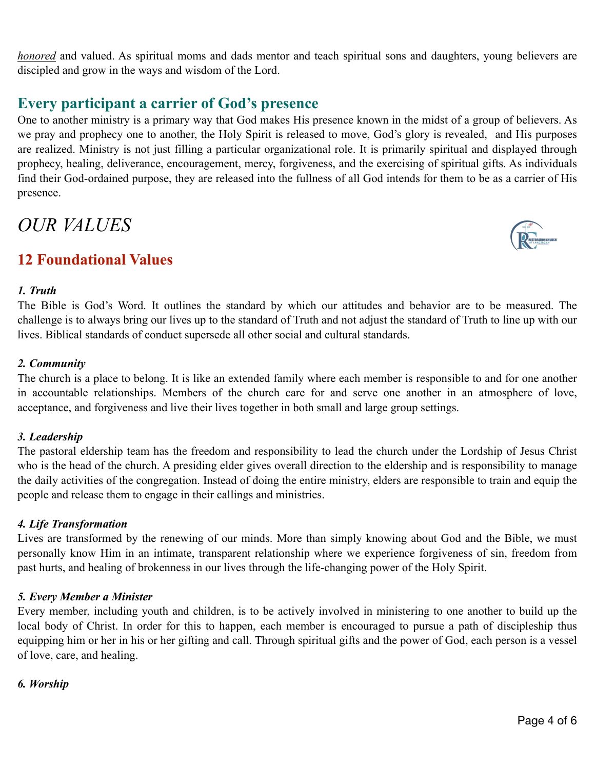*honored* and valued. As spiritual moms and dads mentor and teach spiritual sons and daughters, young believers are discipled and grow in the ways and wisdom of the Lord.

## Every participant a carrier of God's presence

One to another ministry is a primary way that God makes His presence known in the midst of a group of believers. As we pray and prophecy one to another, the Holy Spirit is released to move, God's glory is revealed, and His purposes are realized. Ministry is not just filling a particular organizational role. It is primarily spiritual and displayed through prophecy, healing, deliverance, encouragement, mercy, forgiveness, and the exercising of spiritual gifts. As individuals find their God-ordained purpose, they are released into the fullness of all God intends for them to be as a carrier of His presence.

# *OUR VALUES*

## 12 Foundational Values

### *1. Truth*

The Bible is God's Word. It outlines the standard by which our attitudes and behavior are to be measured. The challenge is to always bring our lives up to the standard of Truth and not adjust the standard of Truth to line up with our lives. Biblical standards of conduct supersede all other social and cultural standards.

### *2. Community*

The church is a place to belong. It is like an extended family where each member is responsible to and for one another in accountable relationships. Members of the church care for and serve one another in an atmosphere of love, acceptance, and forgiveness and live their lives together in both small and large group settings.

### *3. Leadership*

The pastoral eldership team has the freedom and responsibility to lead the church under the Lordship of Jesus Christ who is the head of the church. A presiding elder gives overall direction to the eldership and is responsibility to manage the daily activities of the congregation. Instead of doing the entire ministry, elders are responsible to train and equip the people and release them to engage in their callings and ministries.

### *4. Life Transformation*

Lives are transformed by the renewing of our minds. More than simply knowing about God and the Bible, we must personally know Him in an intimate, transparent relationship where we experience forgiveness of sin, freedom from past hurts, and healing of brokenness in our lives through the life-changing power of the Holy Spirit.

### *5. Every Member a Minister*

Every member, including youth and children, is to be actively involved in ministering to one another to build up the local body of Christ. In order for this to happen, each member is encouraged to pursue a path of discipleship thus equipping him or her in his or her gifting and call. Through spiritual gifts and the power of God, each person is a vessel of love, care, and healing.

### *6. Worship*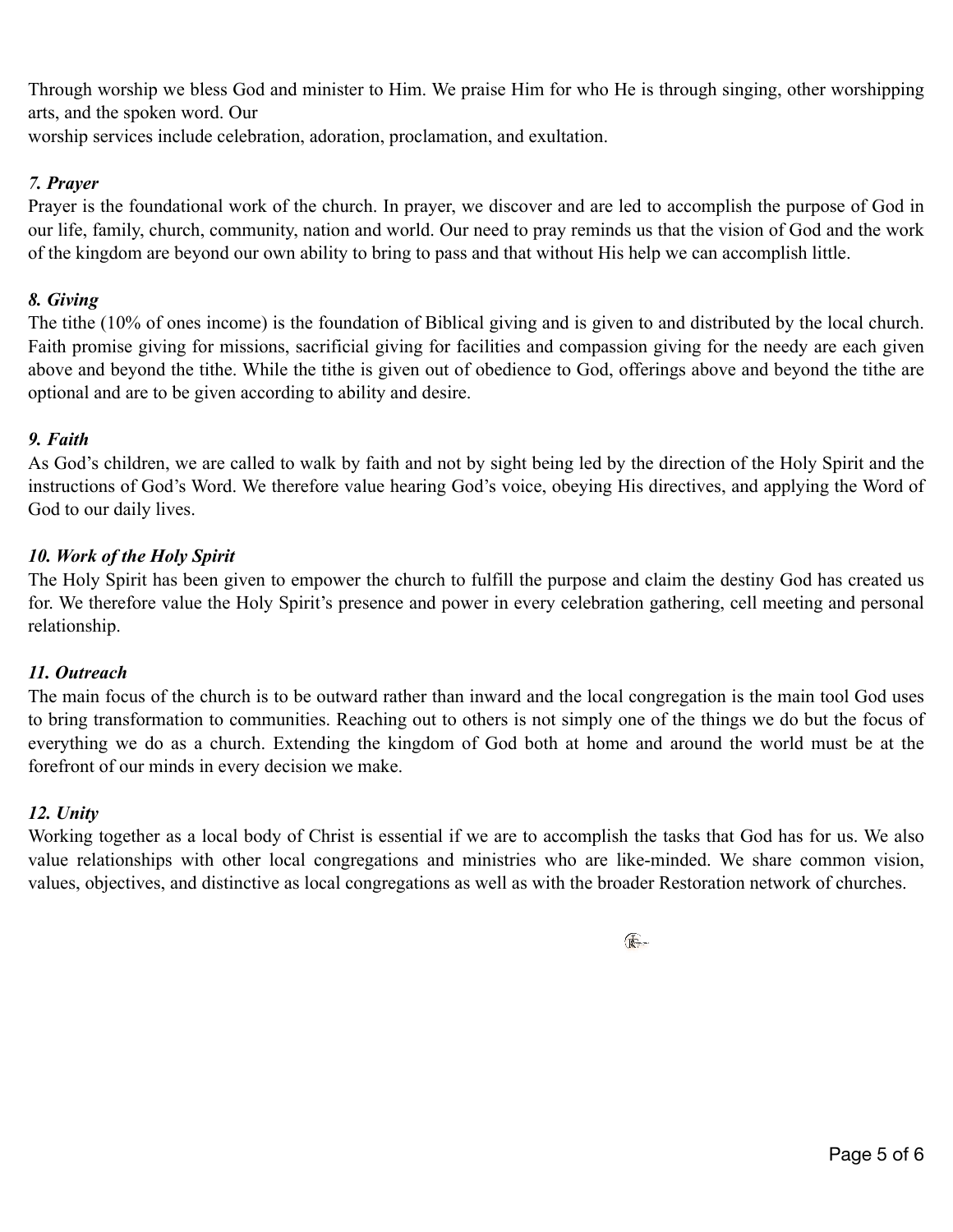Through worship we bless God and minister to Him. We praise Him for who He is through singing, other worshipping arts, and the spoken word. Our
worship services include celebration, adoration, proclamation, and exultation.

***7. Prayer***

Prayer is the foundational work of the church. In prayer, we discover and are led to accomplish the purpose of God in our life, family, church, community, nation and world. Our need to pray reminds us that the vision of God and the work of the kingdom are beyond our own ability to bring to pass and that without His help we can accomplish little.

***8. Giving***

The tithe (10% of ones income) is the foundation of Biblical giving and is given to and distributed by the local church. Faith promise giving for missions, sacrificial giving for facilities and compassion giving for the needy are each given above and beyond the tithe. While the tithe is given out of obedience to God, offerings above and beyond the tithe are optional and are to be given according to ability and desire.

***9. Faith***

As God's children, we are called to walk by faith and not by sight being led by the direction of the Holy Spirit and the instructions of God's Word. We therefore value hearing God's voice, obeying His directives, and applying the Word of God to our daily lives.

***10. Work of the Holy Spirit***

The Holy Spirit has been given to empower the church to fulfill the purpose and claim the destiny God has created us for. We therefore value the Holy Spirit's presence and power in every celebration gathering, cell meeting and personal relationship.

***11. Outreach***

The main focus of the church is to be outward rather than inward and the local congregation is the main tool God uses to bring transformation to communities. Reaching out to others is not simply one of the things we do but the focus of everything we do as a church. Extending the kingdom of God both at home and around the world must be at the forefront of our minds in every decision we make.

***12. Unity***

Working together as a local body of Christ is essential if we are to accomplish the tasks that God has for us. We also value relationships with other local congregations and ministries who are like-minded. We share common vision, values, objectives, and distinctive as local congregations as well as with the broader Restoration network of churches.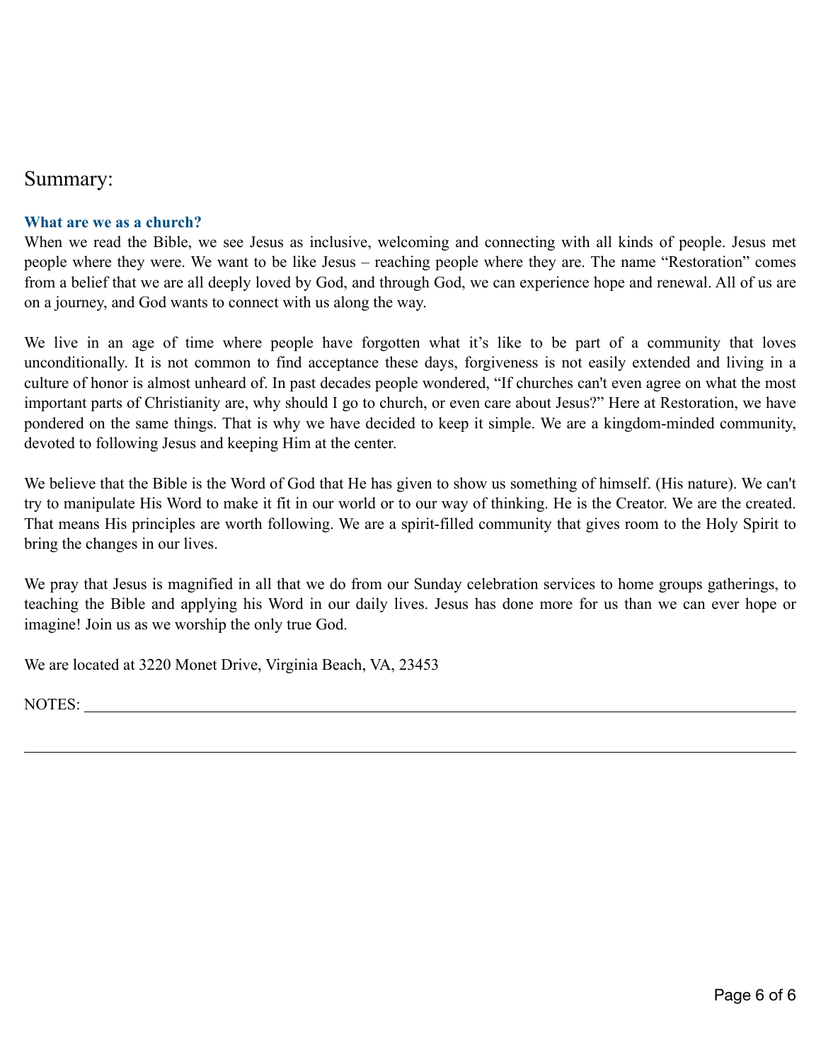# Summary:

### What are we as a church?

When we read the Bible, we see Jesus as inclusive, welcoming and connecting with all kinds of people. Jesus met people where they were. We want to be like Jesus – reaching people where they are. The name "Restoration" comes from a belief that we are all deeply loved by God, and through God, we can experience hope and renewal. All of us are on a journey, and God wants to connect with us along the way.

We live in an age of time where people have forgotten what it's like to be part of a community that loves unconditionally. It is not common to find acceptance these days, forgiveness is not easily extended and living in a culture of honor is almost unheard of. In past decades people wondered, "If churches can't even agree on what the most important parts of Christianity are, why should I go to church, or even care about Jesus?" Here at Restoration, we have pondered on the same things. That is why we have decided to keep it simple. We are a kingdom-minded community, devoted to following Jesus and keeping Him at the center.

We believe that the Bible is the Word of God that He has given to show us something of himself. (His nature). We can't try to manipulate His Word to make it fit in our world or to our way of thinking. He is the Creator. We are the created. That means His principles are worth following. We are a spirit-filled community that gives room to the Holy Spirit to bring the changes in our lives.

We pray that Jesus is magnified in all that we do from our Sunday celebration services to home groups gatherings, to teaching the Bible and applying his Word in our daily lives. Jesus has done more for us than we can ever hope or imagine! Join us as we worship the only true God.

We are located at 3220 Monet Drive, Virginia Beach, VA, 23453

NOTES: ________________________________________________________________________________

_______________________________________________________________________________________